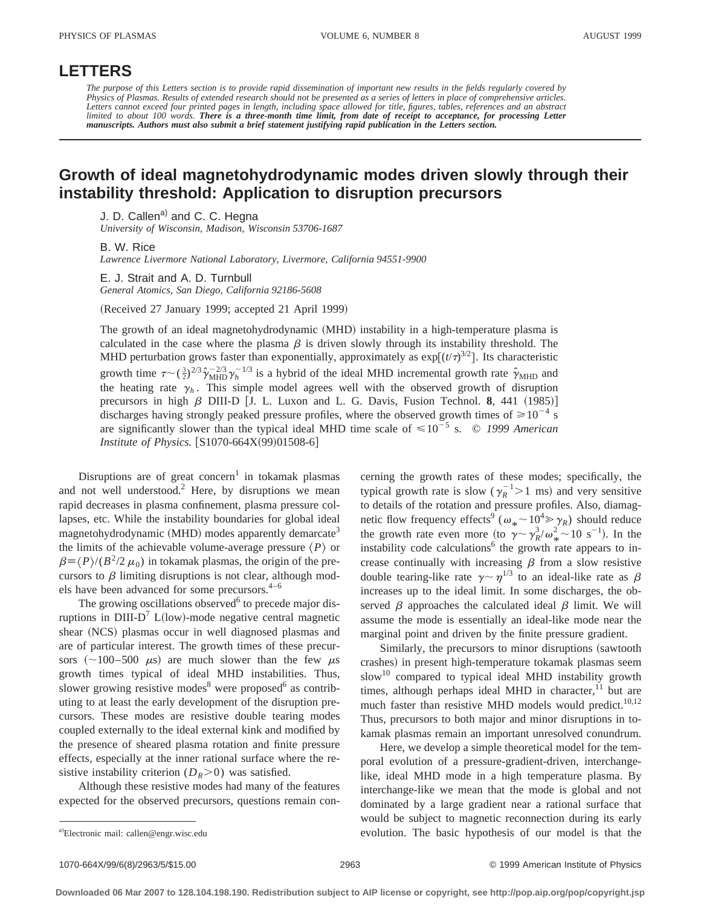# LETTERS

*The purpose of this Letters section is to provide rapid dissemination of important new results in the fields regularly covered by Physics of Plasmas. Results of extended research should not be presented as a series of letters in place of comprehensive articles. Letters cannot exceed four printed pages in length, including space allowed for title, figures, tables, references and an abstract limited to about 100 words.* ***There is a three-month time limit, from date of receipt to acceptance, for processing Letter manuscripts. Authors must also submit a brief statement justifying rapid publication in the Letters section.***

## Growth of ideal magnetohydrodynamic modes driven slowly through their instability threshold: Application to disruption precursors

J. D. Callen[a] and C. C. Hegna
*University of Wisconsin, Madison, Wisconsin 53706-1687*

B. W. Rice
*Lawrence Livermore National Laboratory, Livermore, California 94551-9900*

E. J. Strait and A. D. Turnbull
*General Atomics, San Diego, California 92186-5608*

(Received 27 January 1999; accepted 21 April 1999)

The growth of an ideal magnetohydrodynamic (MHD) instability in a high-temperature plasma is calculated in the case where the plasma $\beta$ is driven slowly through its instability threshold. The MHD perturbation grows faster than exponentially, approximately as $\exp[(t/\tau)^{3/2}]$. Its characteristic growth time $\tau \sim (\frac{3}{2})^{2/3} \hat{\gamma}_{\mathrm{MHD}}^{-2/3} \gamma_h^{-1/3}$ is a hybrid of the ideal MHD incremental growth rate $\hat{\gamma}_{\mathrm{MHD}}$ and the heating rate $\gamma_h$. This simple model agrees well with the observed growth of disruption precursors in high $\beta$ DIII-D [J. L. Luxon and L. G. Davis, Fusion Technol. **8**, 441 (1985)] discharges having strongly peaked pressure profiles, where the observed growth times of $\gtrsim 10^{-4}$ s are significantly slower than the typical ideal MHD time scale of $\lesssim 10^{-5}$ s. © *1999 American Institute of Physics.* [S1070-664X(99)01508-6]

Disruptions are of great concern[1] in tokamak plasmas and not well understood.[2] Here, by disruptions we mean rapid decreases in plasma confinement, plasma pressure collapses, etc. While the instability boundaries for global ideal magnetohydrodynamic (MHD) modes apparently demarcate[3] the limits of the achievable volume-average pressure $\langle P \rangle$ or $\beta \equiv \langle P \rangle / (B^2/2\mu_0)$ in tokamak plasmas, the origin of the precursors to $\beta$ limiting disruptions is not clear, although models have been advanced for some precursors.[4–6]

The growing oscillations observed[6] to precede major disruptions in DIII-D[7] L(low)-mode negative central magnetic shear (NCS) plasmas occur in well diagnosed plasmas and are of particular interest. The growth times of these precursors (~100–500 μs) are much slower than the few μs growth times typical of ideal MHD instabilities. Thus, slower growing resistive modes[8] were proposed[6] as contributing to at least the early development of the disruption precursors. These modes are resistive double tearing modes coupled externally to the ideal external kink and modified by the presence of sheared plasma rotation and finite pressure effects, especially at the inner rational surface where the resistive instability criterion ($D_R > 0$) was satisfied.

Although these resistive modes had many of the features expected for the observed precursors, questions remain concerning the growth rates of these modes; specifically, the typical growth rate is slow ($\gamma_R^{-1} > 1$ ms) and very sensitive to details of the rotation and pressure profiles. Also, diamagnetic flow frequency effects[9] ($\omega_* \sim 10^4 \gg \gamma_R$) should reduce the growth rate even more (to $\gamma \sim \gamma_R^3/\omega_*^2 \sim 10\ \mathrm{s}^{-1}$). In the instability code calculations[6] the growth rate appears to increase continually with increasing $\beta$ from a slow resistive double tearing-like rate $\gamma \sim \eta^{1/3}$ to an ideal-like rate as $\beta$ increases up to the ideal limit. In some discharges, the observed $\beta$ approaches the calculated ideal $\beta$ limit. We will assume the mode is essentially an ideal-like mode near the marginal point and driven by the finite pressure gradient.

Similarly, the precursors to minor disruptions (sawtooth crashes) in present high-temperature tokamak plasmas seem slow[10] compared to typical ideal MHD instability growth times, although perhaps ideal MHD in character,[11] but are much faster than resistive MHD models would predict.[10,12] Thus, precursors to both major and minor disruptions in tokamak plasmas remain an important unresolved conundrum.

Here, we develop a simple theoretical model for the temporal evolution of a pressure-gradient-driven, interchange-like, ideal MHD mode in a high temperature plasma. By interchange-like we mean that the mode is global and not dominated by a large gradient near a rational surface that would be subject to magnetic reconnection during its early evolution. The basic hypothesis of our model is that the

[a]Electronic mail: callen@engr.wisc.edu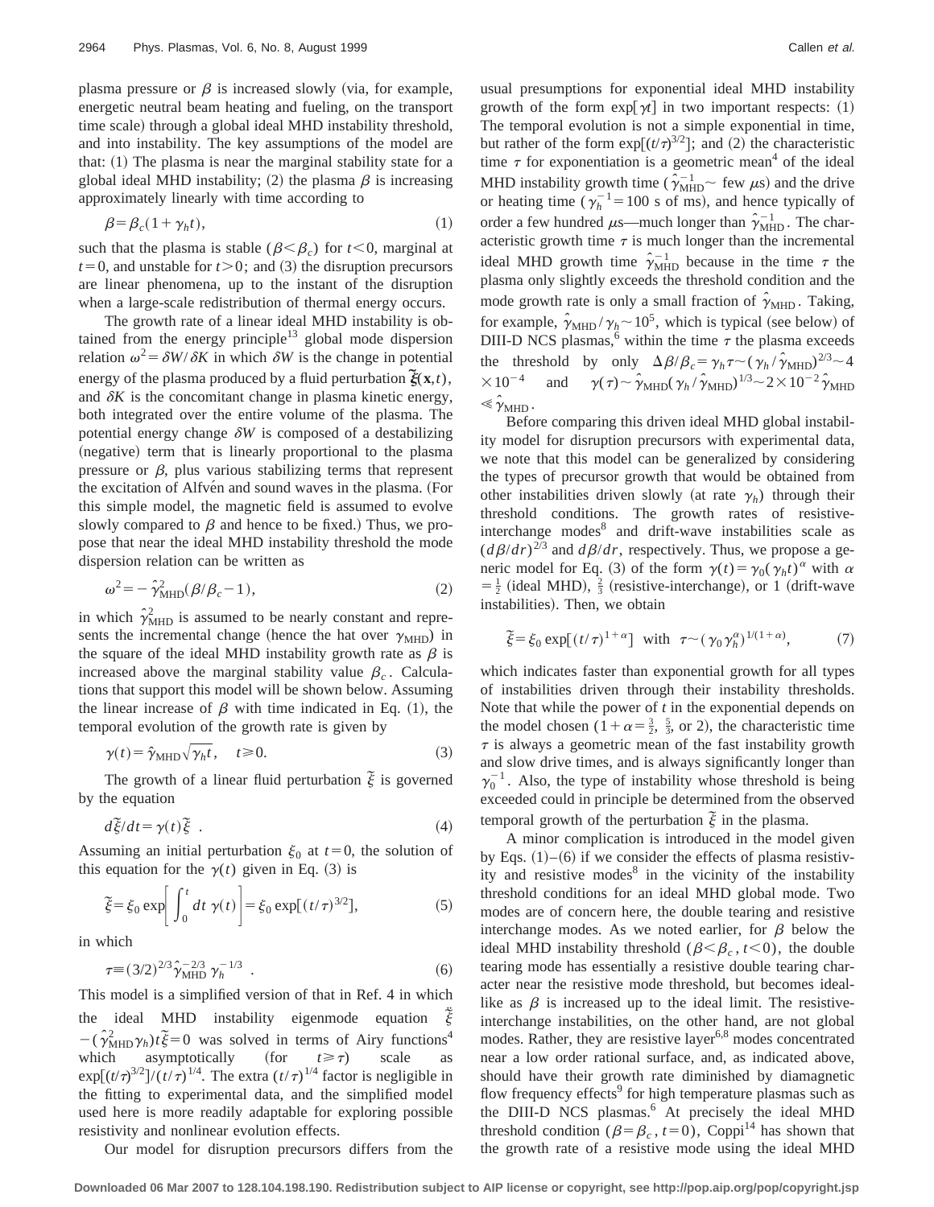plasma pressure or $\beta$ is increased slowly (via, for example, energetic neutral beam heating and fueling, on the transport time scale) through a global ideal MHD instability threshold, and into instability. The key assumptions of the model are that: (1) The plasma is near the marginal stability state for a global ideal MHD instability; (2) the plasma $\beta$ is increasing approximately linearly with time according to

$$\beta = \beta_c(1+\gamma_h t), \tag{1}$$

such that the plasma is stable ($\beta < \beta_c$) for $t<0$, marginal at $t=0$, and unstable for $t>0$; and (3) the disruption precursors are linear phenomena, up to the instant of the disruption when a large-scale redistribution of thermal energy occurs.

The growth rate of a linear ideal MHD instability is obtained from the energy principle[13] global mode dispersion relation $\omega^2 = \delta W/\delta K$ in which $\delta W$ is the change in potential energy of the plasma produced by a fluid perturbation $\tilde{\boldsymbol{\xi}}(\mathbf{x},t)$, and $\delta K$ is the concomitant change in plasma kinetic energy, both integrated over the entire volume of the plasma. The potential energy change $\delta W$ is composed of a destabilizing (negative) term that is linearly proportional to the plasma pressure or $\beta$, plus various stabilizing terms that represent the excitation of Alfvén and sound waves in the plasma. (For this simple model, the magnetic field is assumed to evolve slowly compared to $\beta$ and hence to be fixed.) Thus, we propose that near the ideal MHD instability threshold the mode dispersion relation can be written as

$$\omega^2 = -\hat{\gamma}_{\mathrm{MHD}}^2(\beta/\beta_c - 1), \tag{2}$$

in which $\hat{\gamma}_{\mathrm{MHD}}^2$ is assumed to be nearly constant and represents the incremental change (hence the hat over $\gamma_{\mathrm{MHD}}$) in the square of the ideal MHD instability growth rate as $\beta$ is increased above the marginal stability value $\beta_c$. Calculations that support this model will be shown below. Assuming the linear increase of $\beta$ with time indicated in Eq. (1), the temporal evolution of the growth rate is given by

$$\gamma(t) = \hat{\gamma}_{\mathrm{MHD}}\sqrt{\gamma_h t}, \quad t \geq 0. \tag{3}$$

The growth of a linear fluid perturbation $\tilde{\xi}$ is governed by the equation

$$d\tilde{\xi}/dt = \gamma(t)\tilde{\xi} \ . \tag{4}$$

Assuming an initial perturbation $\xi_0$ at $t=0$, the solution of this equation for the $\gamma(t)$ given in Eq. (3) is

$$\tilde{\xi} = \xi_0 \exp\left[\int_0^t dt\, \gamma(t)\right] = \xi_0 \exp[(t/\tau)^{3/2}], \tag{5}$$

in which

$$\tau \equiv (3/2)^{2/3}\hat{\gamma}_{\mathrm{MHD}}^{-2/3}\gamma_h^{-1/3} \ . \tag{6}$$

This model is a simplified version of that in Ref. 4 in which the ideal MHD instability eigenmode equation $\ddot{\tilde{\xi}} - (\hat{\gamma}_{\mathrm{MHD}}^2\gamma_h)t\tilde{\xi} = 0$ was solved in terms of Airy functions[4] which asymptotically (for $t \gg \tau$) scale as $\exp[(t/\tau)^{3/2}]/(t/\tau)^{1/4}$. The extra $(t/\tau)^{1/4}$ factor is negligible in the fitting to experimental data, and the simplified model used here is more readily adaptable for exploring possible resistivity and nonlinear evolution effects.

Our model for disruption precursors differs from the usual presumptions for exponential ideal MHD instability growth of the form $\exp[\gamma t]$ in two important respects: (1) The temporal evolution is not a simple exponential in time, but rather of the form $\exp[(t/\tau)^{3/2}]$; and (2) the characteristic time $\tau$ for exponentiation is a geometric mean[4] of the ideal MHD instability growth time ($\hat{\gamma}_{\mathrm{MHD}}^{-1} \sim$ few $\mu$s) and the drive or heating time ($\gamma_h^{-1} = 100$ s of ms), and hence typically of order a few hundred $\mu$s—much longer than $\hat{\gamma}_{\mathrm{MHD}}^{-1}$. The characteristic growth time $\tau$ is much longer than the incremental ideal MHD growth time $\hat{\gamma}_{\mathrm{MHD}}^{-1}$ because in the time $\tau$ the plasma only slightly exceeds the threshold condition and the mode growth rate is only a small fraction of $\hat{\gamma}_{\mathrm{MHD}}$. Taking, for example, $\hat{\gamma}_{\mathrm{MHD}}/\gamma_h \sim 10^5$, which is typical (see below) of DIII-D NCS plasmas,[6] within the time $\tau$ the plasma exceeds the threshold by only $\Delta\beta/\beta_c = \gamma_h\tau \sim (\gamma_h/\hat{\gamma}_{\mathrm{MHD}})^{2/3} \sim 4 \times 10^{-4}$ and $\gamma(\tau) \sim \hat{\gamma}_{\mathrm{MHD}}(\gamma_h/\hat{\gamma}_{\mathrm{MHD}})^{1/3} \sim 2 \times 10^{-2}\hat{\gamma}_{\mathrm{MHD}} \ll \hat{\gamma}_{\mathrm{MHD}}$.

Before comparing this driven ideal MHD global instability model for disruption precursors with experimental data, we note that this model can be generalized by considering the types of precursor growth that would be obtained from other instabilities driven slowly (at rate $\gamma_h$) through their threshold conditions. The growth rates of resistive-interchange modes[8] and drift-wave instabilities scale as $(d\beta/dr)^{2/3}$ and $d\beta/dr$, respectively. Thus, we propose a generic model for Eq. (3) of the form $\gamma(t) = \gamma_0(\gamma_h t)^\alpha$ with $\alpha = \frac{1}{2}$ (ideal MHD), $\frac{2}{3}$ (resistive-interchange), or 1 (drift-wave instabilities). Then, we obtain

$$\tilde{\xi} = \xi_0 \exp[(t/\tau)^{1+\alpha}] \quad \text{with} \quad \tau \sim (\gamma_0\gamma_h^\alpha)^{1/(1+\alpha)}, \tag{7}$$

which indicates faster than exponential growth for all types of instabilities driven through their instability thresholds. Note that while the power of $t$ in the exponential depends on the model chosen ($1+\alpha = \frac{3}{2}$, $\frac{5}{3}$, or 2), the characteristic time $\tau$ is always a geometric mean of the fast instability growth and slow drive times, and is always significantly longer than $\gamma_0^{-1}$. Also, the type of instability whose threshold is being exceeded could in principle be determined from the observed temporal growth of the perturbation $\tilde{\xi}$ in the plasma.

A minor complication is introduced in the model given by Eqs. (1)–(6) if we consider the effects of plasma resistivity and resistive modes[8] in the vicinity of the instability threshold conditions for an ideal MHD global mode. Two modes are of concern here, the double tearing and resistive interchange modes. As we noted earlier, for $\beta$ below the ideal MHD instability threshold ($\beta < \beta_c$, $t<0$), the double tearing mode has essentially a resistive double tearing character near the resistive mode threshold, but becomes ideal-like as $\beta$ is increased up to the ideal limit. The resistive-interchange instabilities, on the other hand, are not global modes. Rather, they are resistive layer[6,8] modes concentrated near a low order rational surface, and, as indicated above, should have their growth rate diminished by diamagnetic flow frequency effects[9] for high temperature plasmas such as the DIII-D NCS plasmas.[6] At precisely the ideal MHD threshold condition ($\beta = \beta_c$, $t=0$), Coppi[14] has shown that the growth rate of a resistive mode using the ideal MHD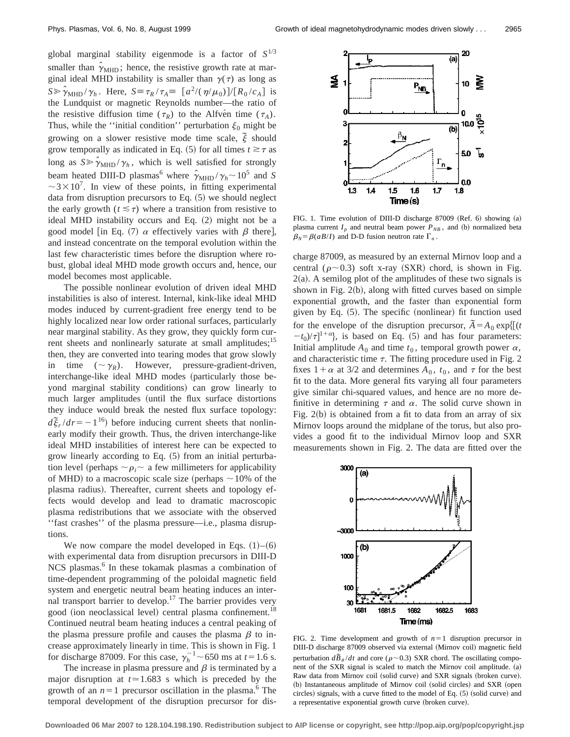global marginal stability eigenmode is a factor of $S^{1/3}$ smaller than $\hat{\gamma}_{\rm MHD}$; hence, the resistive growth rate at marginal ideal MHD instability is smaller than $\gamma(\tau)$ as long as $S \gg \hat{\gamma}_{\rm MHD}/\gamma_h$. Here, $S \equiv \tau_R/\tau_A \equiv [a^2/(\eta/\mu_0)]/[R_0/c_A]$ is the Lundquist or magnetic Reynolds number—the ratio of the resistive diffusion time ($\tau_R$) to the Alfvén time ($\tau_A$). Thus, while the ''initial condition'' perturbation $\xi_0$ might be growing on a slower resistive mode time scale, $\tilde{\xi}$ should grow temporally as indicated in Eq. (5) for all times $t \gtrsim \tau$ as long as $S \gg \hat{\gamma}_{\rm MHD}/\gamma_h$, which is well satisfied for strongly beam heated DIII-D plasmas[6] where $\hat{\gamma}_{\rm MHD}/\gamma_h \sim 10^5$ and $S \sim 3 \times 10^7$. In view of these points, in fitting experimental data from disruption precursors to Eq. (5) we should neglect the early growth ($t \lesssim \tau$) where a transition from resistive to ideal MHD instability occurs and Eq. (2) might not be a good model [in Eq. (7) $\alpha$ effectively varies with $\beta$ there], and instead concentrate on the temporal evolution within the last few characteristic times before the disruption where robust, global ideal MHD mode growth occurs and, hence, our model becomes most applicable.

The possible nonlinear evolution of driven ideal MHD instabilities is also of interest. Internal, kink-like ideal MHD modes induced by current-gradient free energy tend to be highly localized near low order rational surfaces, particularly near marginal stability. As they grow, they quickly form current sheets and nonlinearly saturate at small amplitudes;[15] then, they are converted into tearing modes that grow slowly in time ($\sim \gamma_R$). However, pressure-gradient-driven, interchange-like ideal MHD modes (particularly those beyond marginal stability conditions) can grow linearly to much larger amplitudes (until the flux surface distortions they induce would break the nested flux surface topology: $d\tilde{\xi}_r/dr = -1$[16]) before inducing current sheets that nonlinearly modify their growth. Thus, the driven interchange-like ideal MHD instabilities of interest here can be expected to grow linearly according to Eq. (5) from an initial perturbation level (perhaps $\sim \rho_i \sim$ a few millimeters for applicability of MHD) to a macroscopic scale size (perhaps $\sim$10% of the plasma radius). Thereafter, current sheets and topology effects would develop and lead to dramatic macroscopic plasma redistributions that we associate with the observed ''fast crashes'' of the plasma pressure—i.e., plasma disruptions.

We now compare the model developed in Eqs. (1)–(6) with experimental data from disruption precursors in DIII-D NCS plasmas.[6] In these tokamak plasmas a combination of time-dependent programming of the poloidal magnetic field system and energetic neutral beam heating induces an internal transport barrier to develop.[17] The barrier provides very good (ion neoclassical level) central plasma confinement.[18] Continued neutral beam heating induces a central peaking of the plasma pressure profile and causes the plasma $\beta$ to increase approximately linearly in time. This is shown in Fig. 1 for discharge 87009. For this case, $\gamma_h^{-1} \sim 650$ ms at $t = 1.6$ s.

The increase in plasma pressure and $\beta$ is terminated by a major disruption at $t \simeq 1.683$ s which is preceded by the growth of an $n=1$ precursor oscillation in the plasma.[6] The temporal development of the disruption precursor for discharge 87009, as measured by an external Mirnov loop and a central ($\rho \sim 0.3$) soft x-ray (SXR) chord, is shown in Fig. 2(a). A semilog plot of the amplitudes of these two signals is shown in Fig. 2(b), along with fitted curves based on simple exponential growth, and the faster than exponential form given by Eq. (5). The specific (nonlinear) fit function used for the envelope of the disruption precursor, $\tilde{A} = A_0 \exp\{[(t - t_0)/\tau]^{1+\alpha}\}$, is based on Eq. (5) and has four parameters: Initial amplitude $A_0$ and time $t_0$, temporal growth power $\alpha$, and characteristic time $\tau$. The fitting procedure used in Fig. 2 fixes $1+\alpha$ at 3/2 and determines $A_0$, $t_0$, and $\tau$ for the best fit to the data. More general fits varying all four parameters give similar chi-squared values, and hence are no more definitive in determining $\tau$ and $\alpha$. The solid curve shown in Fig. 2(b) is obtained from a fit to data from an array of six Mirnov loops around the midplane of the torus, but also provides a good fit to the individual Mirnov loop and SXR measurements shown in Fig. 2. The data are fitted over the

(a)
MA
MW
$I_p$
$P_{NB}$
(b)
$\beta_N$
$\Gamma_n$
$\times 10^{15}$ $s^{-1}$
Time (s)

FIG. 1. Time evolution of DIII-D discharge 87009 (Ref. 6) showing (a) plasma current $I_p$ and neutral beam power $P_{NB}$, and (b) normalized beta $\beta_N = \beta(aB/I)$ and D-D fusion neutron rate $\Gamma_n$.

(a)
(b)
Time (ms)

FIG. 2. Time development and growth of $n=1$ disruption precursor in DIII-D discharge 87009 observed via external (Mirnov coil) magnetic field perturbation $d\tilde{B}_\theta/dt$ and core ($\rho \sim 0.3$) SXR chord. The oscillating component of the SXR signal is scaled to match the Mirnov coil amplitude. (a) Raw data from Mirnov coil (solid curve) and SXR signals (broken curve). (b) Instantaneous amplitude of Mirnov coil (solid circles) and SXR (open circles) signals, with a curve fitted to the model of Eq. (5) (solid curve) and a representative exponential growth curve (broken curve).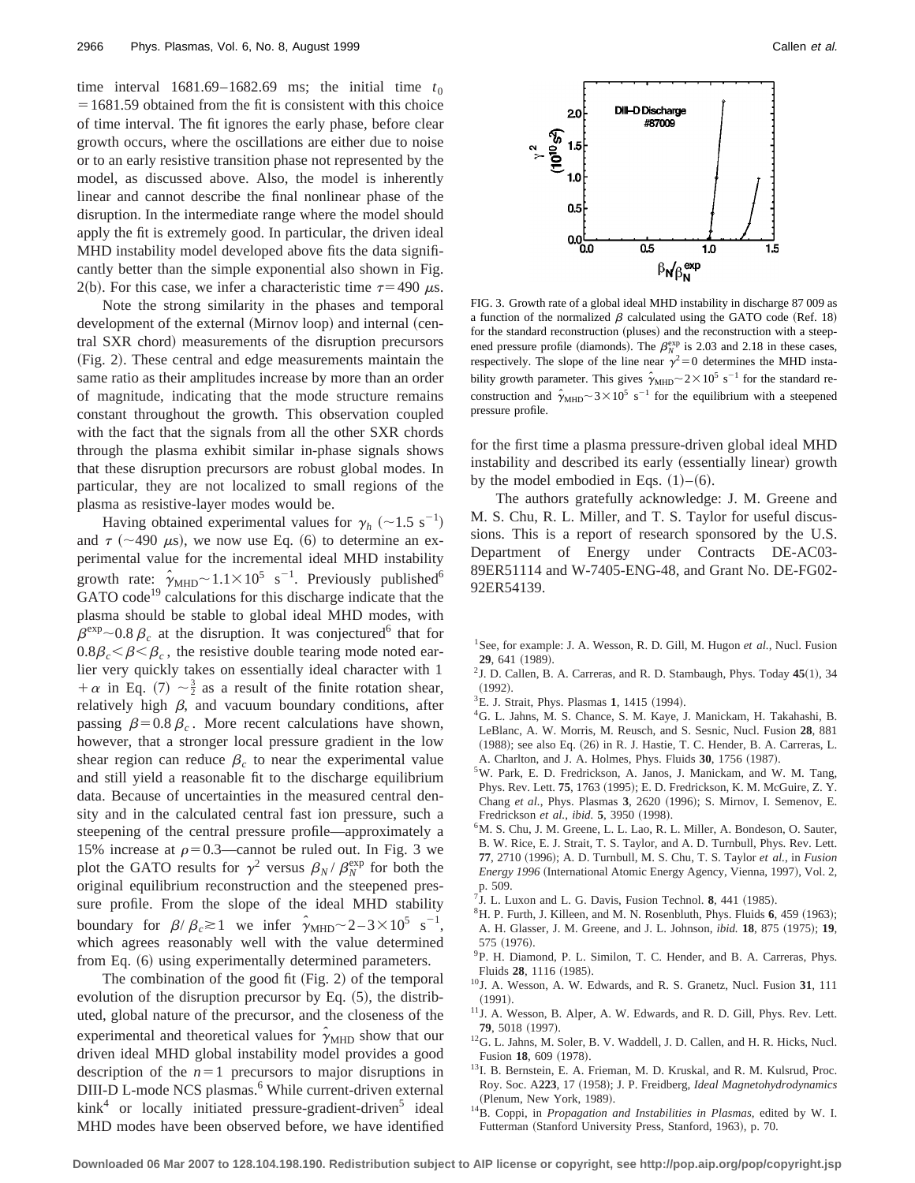time interval 1681.69–1682.69 ms; the initial time $t_0 = 1681.59$ obtained from the fit is consistent with this choice of time interval. The fit ignores the early phase, before clear growth occurs, where the oscillations are either due to noise or to an early resistive transition phase not represented by the model, as discussed above. Also, the model is inherently linear and cannot describe the final nonlinear phase of the disruption. In the intermediate range where the model should apply the fit is extremely good. In particular, the driven ideal MHD instability model developed above fits the data significantly better than the simple exponential also shown in Fig. 2(b). For this case, we infer a characteristic time $\tau = 490\ \mu$s.

Note the strong similarity in the phases and temporal development of the external (Mirnov loop) and internal (central SXR chord) measurements of the disruption precursors (Fig. 2). These central and edge measurements maintain the same ratio as their amplitudes increase by more than an order of magnitude, indicating that the mode structure remains constant throughout the growth. This observation coupled with the fact that the signals from all the other SXR chords through the plasma exhibit similar in-phase signals shows that these disruption precursors are robust global modes. In particular, they are not localized to small regions of the plasma as resistive-layer modes would be.

Having obtained experimental values for $\gamma_h$ ($\sim 1.5\ \mathrm{s}^{-1}$) and $\tau$ ($\sim 490\ \mu$s), we now use Eq. (6) to determine an experimental value for the incremental ideal MHD instability growth rate: $\hat{\gamma}_{\mathrm{MHD}} \sim 1.1\times 10^5\ \mathrm{s}^{-1}$. Previously published[6] GATO code[19] calculations for this discharge indicate that the plasma should be stable to global ideal MHD modes, with $\beta^{\mathrm{exp}} \sim 0.8\,\beta_c$ at the disruption. It was conjectured[6] that for $0.8\beta_c < \beta < \beta_c$, the resistive double tearing mode noted earlier very quickly takes on essentially ideal character with $1 + \alpha$ in Eq. (7) $\sim \frac{3}{2}$ as a result of the finite rotation shear, relatively high $\beta$, and vacuum boundary conditions, after passing $\beta = 0.8\,\beta_c$. More recent calculations have shown, however, that a stronger local pressure gradient in the low shear region can reduce $\beta_c$ to near the experimental value and still yield a reasonable fit to the discharge equilibrium data. Because of uncertainties in the measured central density and in the calculated central fast ion pressure, such a steepening of the central pressure profile—approximately a 15% increase at $\rho = 0.3$—cannot be ruled out. In Fig. 3 we plot the GATO results for $\gamma^2$ versus $\beta_N/\beta_N^{\mathrm{exp}}$ for both the original equilibrium reconstruction and the steepened pressure profile. From the slope of the ideal MHD stability boundary for $\beta/\beta_c \gtrsim 1$ we infer $\hat{\gamma}_{\mathrm{MHD}} \sim 2-3\times 10^5\ \mathrm{s}^{-1}$, which agrees reasonably well with the value determined from Eq. (6) using experimentally determined parameters.

The combination of the good fit (Fig. 2) of the temporal evolution of the disruption precursor by Eq. (5), the distributed, global nature of the precursor, and the closeness of the experimental and theoretical values for $\hat{\gamma}_{\mathrm{MHD}}$ show that our driven ideal MHD global instability model provides a good description of the $n = 1$ precursors to major disruptions in DIII-D L-mode NCS plasmas.[6] While current-driven external kink[4] or locally initiated pressure-gradient-driven[5] ideal MHD modes have been observed before, we have identified

DIII-D Discharge #87009

$\gamma^2$ ($10^{10}\,\mathrm{s}^2$)

2.0
1.5
1.0
0.5
0.0

0.0
0.5
1.0
1.5

$\beta_N/\beta_N^{\mathrm{exp}}$

FIG. 3. Growth rate of a global ideal MHD instability in discharge 87 009 as a function of the normalized $\beta$ calculated using the GATO code (Ref. 18) for the standard reconstruction (pluses) and the reconstruction with a steepened pressure profile (diamonds). The $\beta_N^{\mathrm{exp}}$ is 2.03 and 2.18 in these cases, respectively. The slope of the line near $\gamma^2 = 0$ determines the MHD instability growth parameter. This gives $\hat{\gamma}_{\mathrm{MHD}} \sim 2\times 10^5\ \mathrm{s}^{-1}$ for the standard reconstruction and $\hat{\gamma}_{\mathrm{MHD}} \sim 3\times 10^5\ \mathrm{s}^{-1}$ for the equilibrium with a steepened pressure profile.

for the first time a plasma pressure-driven global ideal MHD instability and described its early (essentially linear) growth by the model embodied in Eqs. (1)–(6).

The authors gratefully acknowledge: J. M. Greene and M. S. Chu, R. L. Miller, and T. S. Taylor for useful discussions. This is a report of research sponsored by the U.S. Department of Energy under Contracts DE-AC03-89ER51114 and W-7405-ENG-48, and Grant No. DE-FG02-92ER54139.

[1] See, for example: J. A. Wesson, R. D. Gill, M. Hugon *et al.*, Nucl. Fusion **29**, 641 (1989).
[2] J. D. Callen, B. A. Carreras, and R. D. Stambaugh, Phys. Today **45**(1), 34 (1992).
[3] E. J. Strait, Phys. Plasmas **1**, 1415 (1994).
[4] G. L. Jahns, M. S. Chance, S. M. Kaye, J. Manickam, H. Takahashi, B. LeBlanc, A. W. Morris, M. Reusch, and S. Sesnic, Nucl. Fusion **28**, 881 (1988); see also Eq. (26) in R. J. Hastie, T. C. Hender, B. A. Carreras, L. A. Charlton, and J. A. Holmes, Phys. Fluids **30**, 1756 (1987).
[5] W. Park, E. D. Fredrickson, A. Janos, J. Manickam, and W. M. Tang, Phys. Rev. Lett. **75**, 1763 (1995); E. D. Fredrickson, K. M. McGuire, Z. Y. Chang *et al.*, Phys. Plasmas **3**, 2620 (1996); S. Mirnov, I. Semenov, E. Fredrickson *et al.*, *ibid.* **5**, 3950 (1998).
[6] M. S. Chu, J. M. Greene, L. L. Lao, R. L. Miller, A. Bondeson, O. Sauter, B. W. Rice, E. J. Strait, T. S. Taylor, and A. D. Turnbull, Phys. Rev. Lett. **77**, 2710 (1996); A. D. Turnbull, M. S. Chu, T. S. Taylor *et al.*, in *Fusion Energy 1996* (International Atomic Energy Agency, Vienna, 1997), Vol. 2, p. 509.
[7] J. L. Luxon and L. G. Davis, Fusion Technol. **8**, 441 (1985).
[8] H. P. Furth, J. Killeen, and M. N. Rosenbluth, Phys. Fluids **6**, 459 (1963); A. H. Glasser, J. M. Greene, and J. L. Johnson, *ibid.* **18**, 875 (1975); **19**, 575 (1976).
[9] P. H. Diamond, P. L. Similon, T. C. Hender, and B. A. Carreras, Phys. Fluids **28**, 1116 (1985).
[10] J. A. Wesson, A. W. Edwards, and R. S. Granetz, Nucl. Fusion **31**, 111 (1991).
[11] J. A. Wesson, B. Alper, A. W. Edwards, and R. D. Gill, Phys. Rev. Lett. **79**, 5018 (1997).
[12] G. L. Jahns, M. Soler, B. V. Waddell, J. D. Callen, and H. R. Hicks, Nucl. Fusion **18**, 609 (1978).
[13] I. B. Bernstein, E. A. Frieman, M. D. Kruskal, and R. M. Kulsrud, Proc. Roy. Soc. A**223**, 17 (1958); J. P. Freidberg, *Ideal Magnetohydrodynamics* (Plenum, New York, 1989).
[14] B. Coppi, in *Propagation and Instabilities in Plasmas*, edited by W. I. Futterman (Stanford University Press, Stanford, 1963), p. 70.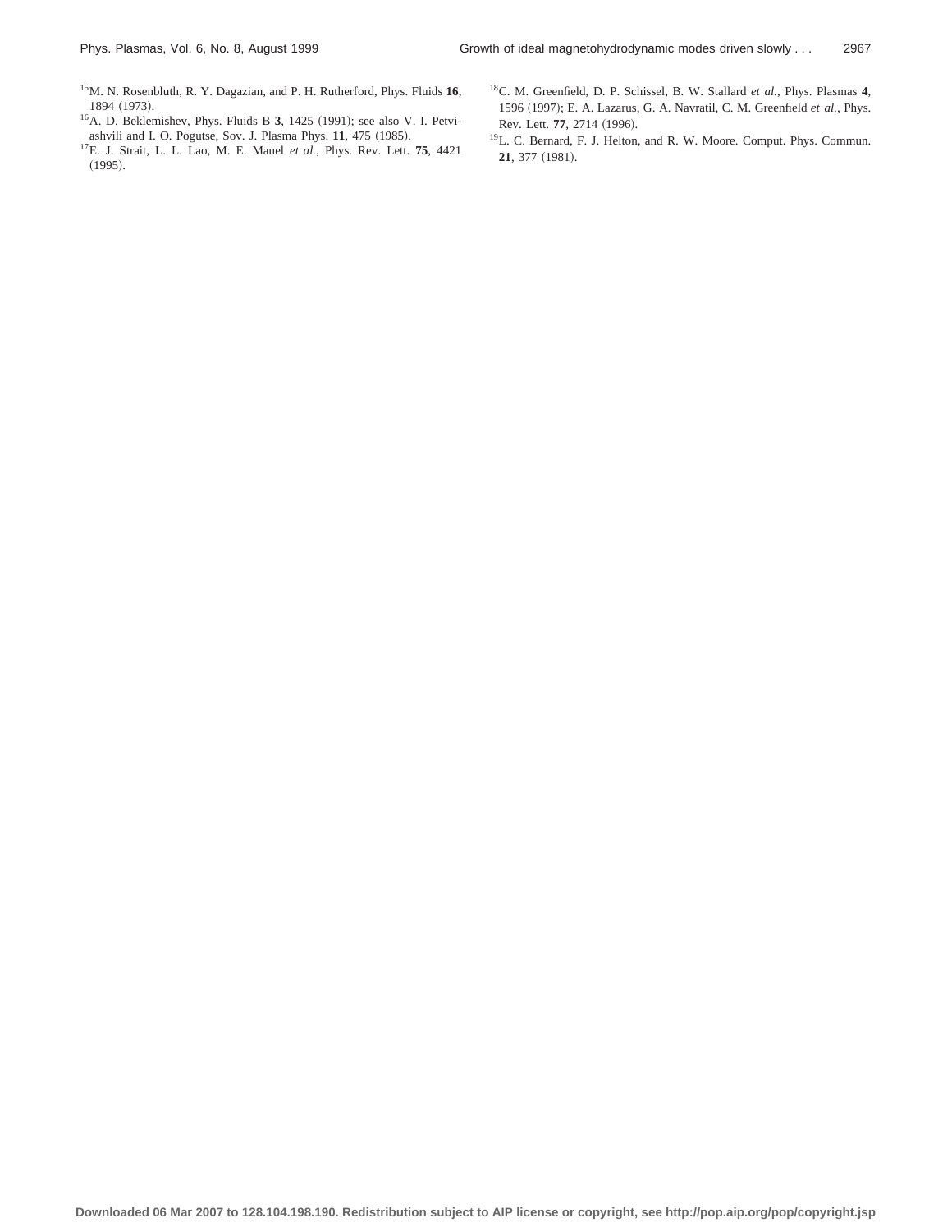[15] M. N. Rosenbluth, R. Y. Dagazian, and P. H. Rutherford, Phys. Fluids **16**, 1894 (1973).

[16] A. D. Beklemishev, Phys. Fluids B **3**, 1425 (1991); see also V. I. Petviashvili and I. O. Pogutse, Sov. J. Plasma Phys. **11**, 475 (1985).

[17] E. J. Strait, L. L. Lao, M. E. Mauel *et al.*, Phys. Rev. Lett. **75**, 4421 (1995).

[18] C. M. Greenfield, D. P. Schissel, B. W. Stallard *et al.*, Phys. Plasmas **4**, 1596 (1997); E. A. Lazarus, G. A. Navratil, C. M. Greenfield *et al.*, Phys. Rev. Lett. **77**, 2714 (1996).

[19] L. C. Bernard, F. J. Helton, and R. W. Moore. Comput. Phys. Commun. **21**, 377 (1981).